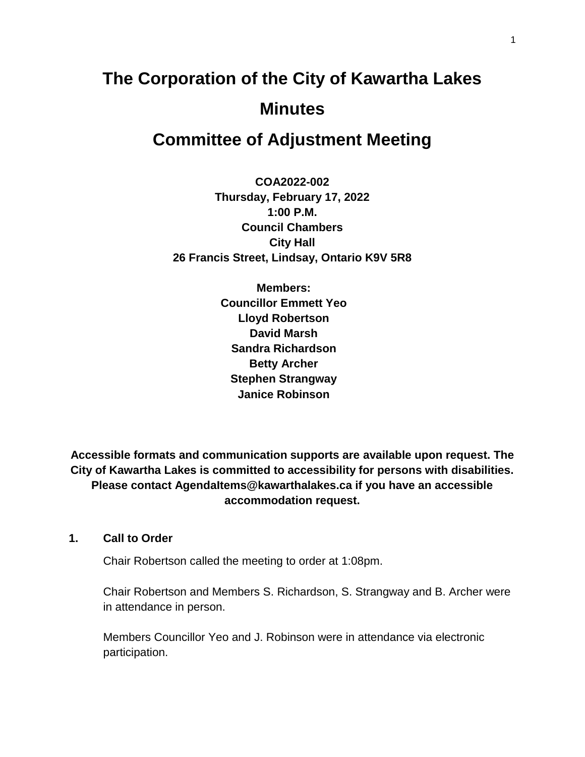# The Corporation of the City of Kawartha Lakes

# Minutes

# Committee of Adjustment Meeting

**COA2022-002**
**Thursday, February 17, 2022**
**1:00 P.M.**
**Council Chambers**
**City Hall**
**26 Francis Street, Lindsay, Ontario K9V 5R8**

**Members:**
**Councillor Emmett Yeo**
**Lloyd Robertson**
**David Marsh**
**Sandra Richardson**
**Betty Archer**
**Stephen Strangway**
**Janice Robinson**

**Accessible formats and communication supports are available upon request. The City of Kawartha Lakes is committed to accessibility for persons with disabilities. Please contact AgendaItems@kawarthalakes.ca if you have an accessible accommodation request.**

## 1. Call to Order

Chair Robertson called the meeting to order at 1:08pm.

Chair Robertson and Members S. Richardson, S. Strangway and B. Archer were in attendance in person.

Members Councillor Yeo and J. Robinson were in attendance via electronic participation.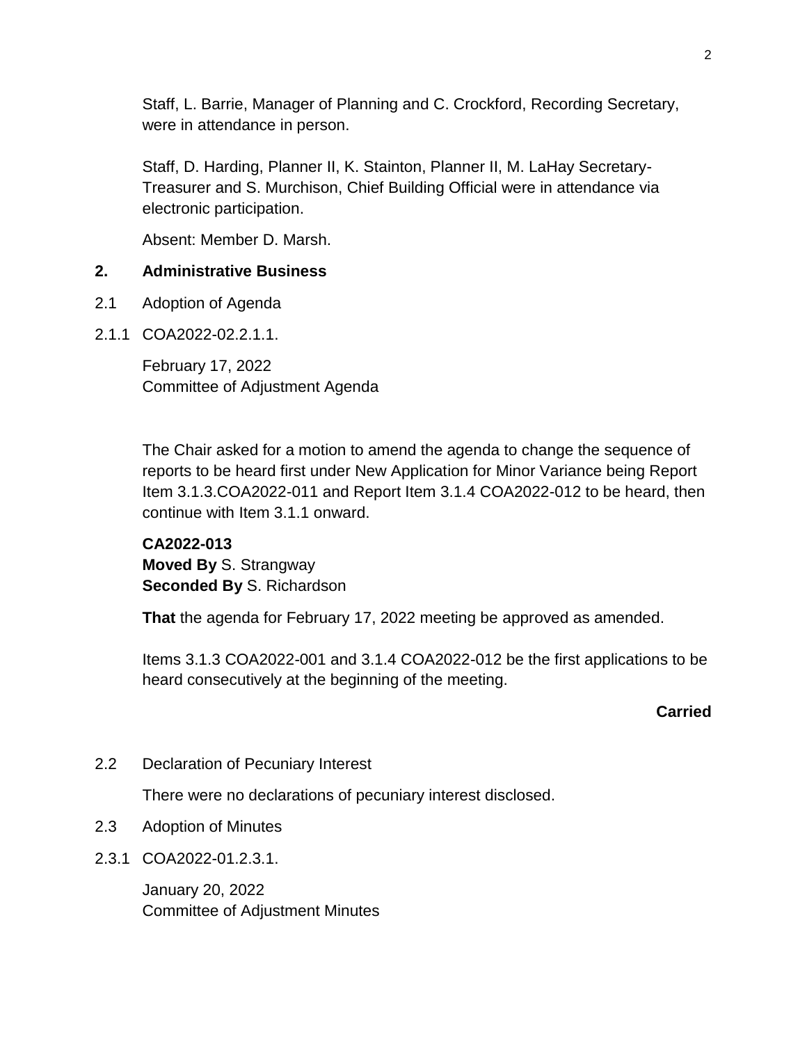Staff, L. Barrie, Manager of Planning and C. Crockford, Recording Secretary, were in attendance in person.

Staff, D. Harding, Planner II, K. Stainton, Planner II, M. LaHay Secretary-Treasurer and S. Murchison, Chief Building Official were in attendance via electronic participation.

Absent: Member D. Marsh.

## 2. Administrative Business

2.1 Adoption of Agenda

2.1.1 COA2022-02.2.1.1.

February 17, 2022
Committee of Adjustment Agenda

The Chair asked for a motion to amend the agenda to change the sequence of reports to be heard first under New Application for Minor Variance being Report Item 3.1.3.COA2022-011 and Report Item 3.1.4 COA2022-012 to be heard, then continue with Item 3.1.1 onward.

**CA2022-013**
**Moved By** S. Strangway
**Seconded By** S. Richardson

**That** the agenda for February 17, 2022 meeting be approved as amended.

Items 3.1.3 COA2022-001 and 3.1.4 COA2022-012 be the first applications to be heard consecutively at the beginning of the meeting.

**Carried**

2.2 Declaration of Pecuniary Interest

There were no declarations of pecuniary interest disclosed.

2.3 Adoption of Minutes

2.3.1 COA2022-01.2.3.1.

January 20, 2022
Committee of Adjustment Minutes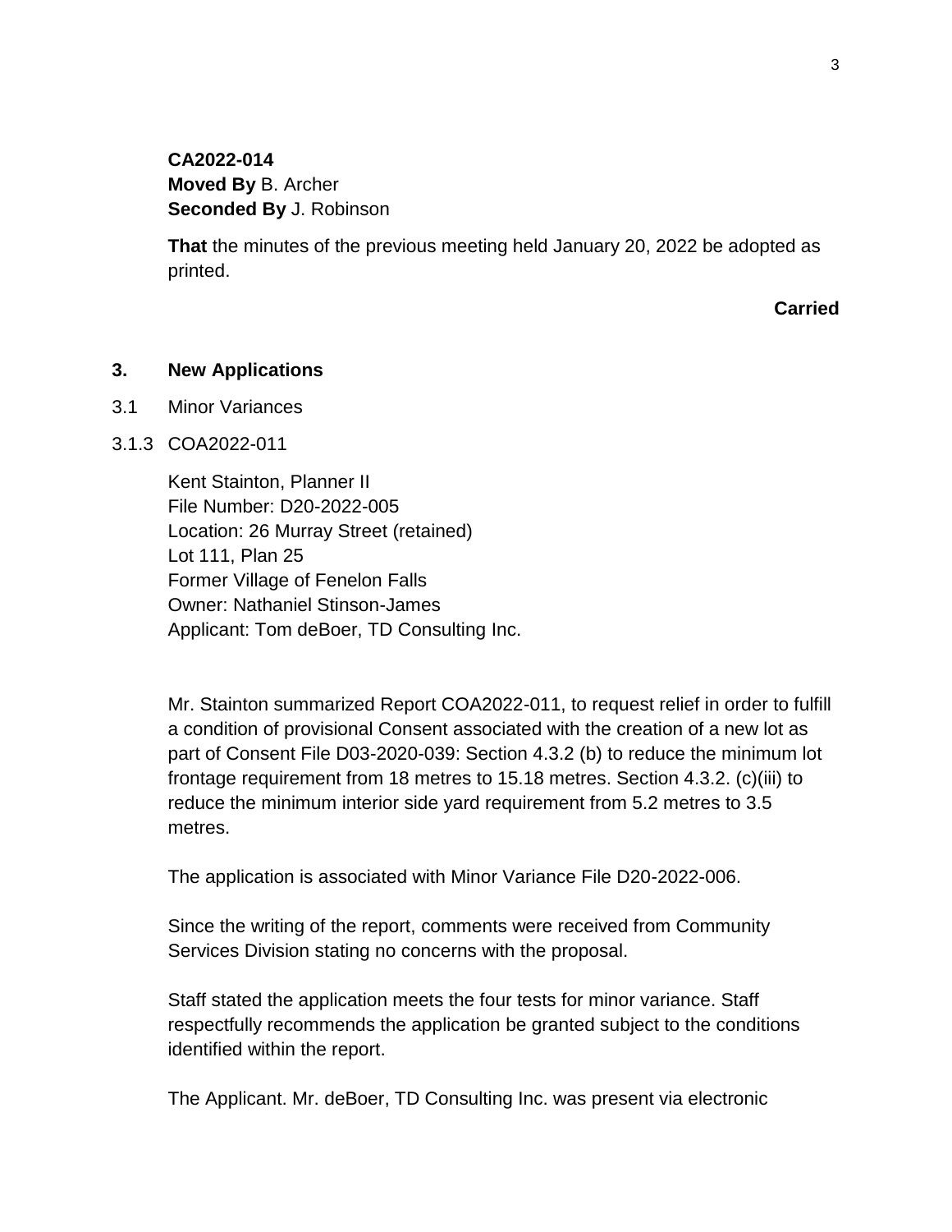**CA2022-014**
**Moved By** B. Archer
**Seconded By** J. Robinson

**That** the minutes of the previous meeting held January 20, 2022 be adopted as printed.

**Carried**

## 3. New Applications

3.1 Minor Variances

3.1.3 COA2022-011

Kent Stainton, Planner II
File Number: D20-2022-005
Location: 26 Murray Street (retained)
Lot 111, Plan 25
Former Village of Fenelon Falls
Owner: Nathaniel Stinson-James
Applicant: Tom deBoer, TD Consulting Inc.

Mr. Stainton summarized Report COA2022-011, to request relief in order to fulfill a condition of provisional Consent associated with the creation of a new lot as part of Consent File D03-2020-039: Section 4.3.2 (b) to reduce the minimum lot frontage requirement from 18 metres to 15.18 metres. Section 4.3.2. (c)(iii) to reduce the minimum interior side yard requirement from 5.2 metres to 3.5 metres.

The application is associated with Minor Variance File D20-2022-006.

Since the writing of the report, comments were received from Community Services Division stating no concerns with the proposal.

Staff stated the application meets the four tests for minor variance. Staff respectfully recommends the application be granted subject to the conditions identified within the report.

The Applicant. Mr. deBoer, TD Consulting Inc. was present via electronic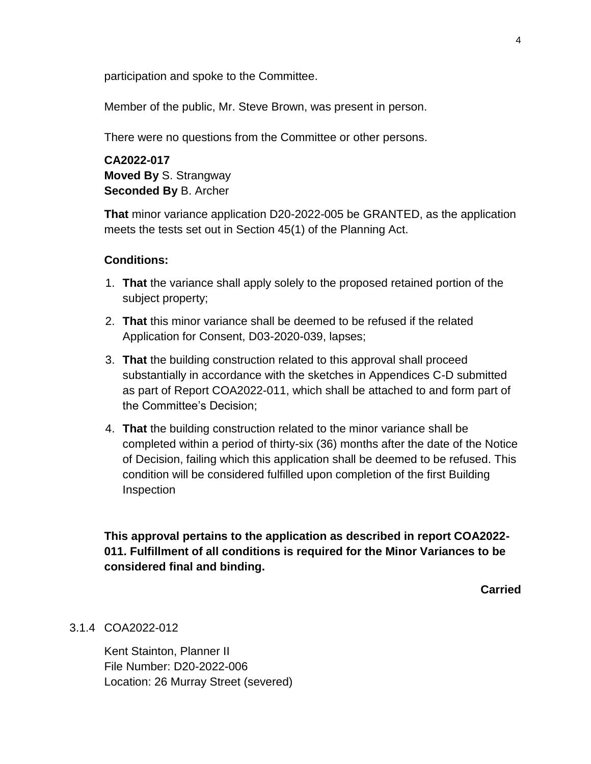participation and spoke to the Committee.

Member of the public, Mr. Steve Brown, was present in person.

There were no questions from the Committee or other persons.

**CA2022-017**
**Moved By** S. Strangway
**Seconded By** B. Archer

**That** minor variance application D20-2022-005 be GRANTED, as the application meets the tests set out in Section 45(1) of the Planning Act.

**Conditions:**

1. **That** the variance shall apply solely to the proposed retained portion of the subject property;
2. **That** this minor variance shall be deemed to be refused if the related Application for Consent, D03-2020-039, lapses;
3. **That** the building construction related to this approval shall proceed substantially in accordance with the sketches in Appendices C-D submitted as part of Report COA2022-011, which shall be attached to and form part of the Committee's Decision;
4. **That** the building construction related to the minor variance shall be completed within a period of thirty-six (36) months after the date of the Notice of Decision, failing which this application shall be deemed to be refused. This condition will be considered fulfilled upon completion of the first Building Inspection

**This approval pertains to the application as described in report COA2022-011. Fulfillment of all conditions is required for the Minor Variances to be considered final and binding.**

**Carried**

3.1.4 COA2022-012

Kent Stainton, Planner II
File Number: D20-2022-006
Location: 26 Murray Street (severed)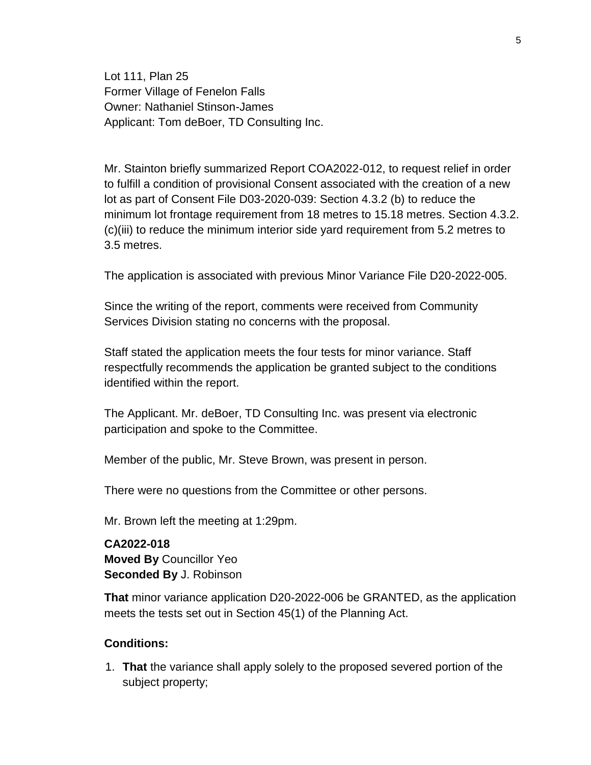Lot 111, Plan 25
Former Village of Fenelon Falls
Owner: Nathaniel Stinson-James
Applicant: Tom deBoer, TD Consulting Inc.

Mr. Stainton briefly summarized Report COA2022-012, to request relief in order to fulfill a condition of provisional Consent associated with the creation of a new lot as part of Consent File D03-2020-039: Section 4.3.2 (b) to reduce the minimum lot frontage requirement from 18 metres to 15.18 metres. Section 4.3.2.(c)(iii) to reduce the minimum interior side yard requirement from 5.2 metres to 3.5 metres.

The application is associated with previous Minor Variance File D20-2022-005.

Since the writing of the report, comments were received from Community Services Division stating no concerns with the proposal.

Staff stated the application meets the four tests for minor variance. Staff respectfully recommends the application be granted subject to the conditions identified within the report.

The Applicant. Mr. deBoer, TD Consulting Inc. was present via electronic participation and spoke to the Committee.

Member of the public, Mr. Steve Brown, was present in person.

There were no questions from the Committee or other persons.

Mr. Brown left the meeting at 1:29pm.

**CA2022-018**
**Moved By** Councillor Yeo
**Seconded By** J. Robinson

**That** minor variance application D20-2022-006 be GRANTED, as the application meets the tests set out in Section 45(1) of the Planning Act.

**Conditions:**

1. **That** the variance shall apply solely to the proposed severed portion of the subject property;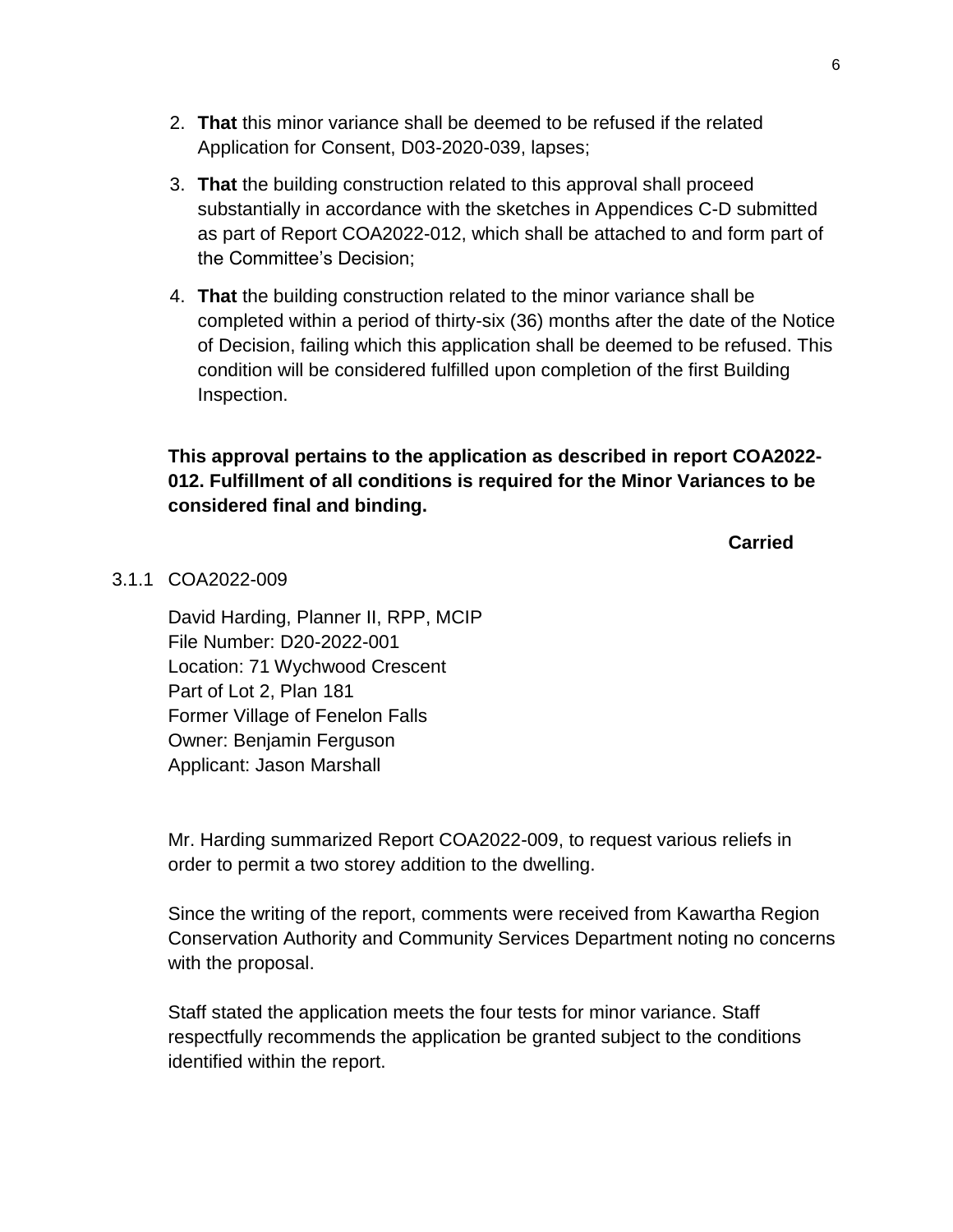2. **That** this minor variance shall be deemed to be refused if the related Application for Consent, D03-2020-039, lapses;
3. **That** the building construction related to this approval shall proceed substantially in accordance with the sketches in Appendices C-D submitted as part of Report COA2022-012, which shall be attached to and form part of the Committee's Decision;
4. **That** the building construction related to the minor variance shall be completed within a period of thirty-six (36) months after the date of the Notice of Decision, failing which this application shall be deemed to be refused. This condition will be considered fulfilled upon completion of the first Building Inspection.

**This approval pertains to the application as described in report COA2022-012. Fulfillment of all conditions is required for the Minor Variances to be considered final and binding.**

**Carried**

3.1.1 COA2022-009

David Harding, Planner II, RPP, MCIP
File Number: D20-2022-001
Location: 71 Wychwood Crescent
Part of Lot 2, Plan 181
Former Village of Fenelon Falls
Owner: Benjamin Ferguson
Applicant: Jason Marshall

Mr. Harding summarized Report COA2022-009, to request various reliefs in order to permit a two storey addition to the dwelling.

Since the writing of the report, comments were received from Kawartha Region Conservation Authority and Community Services Department noting no concerns with the proposal.

Staff stated the application meets the four tests for minor variance. Staff respectfully recommends the application be granted subject to the conditions identified within the report.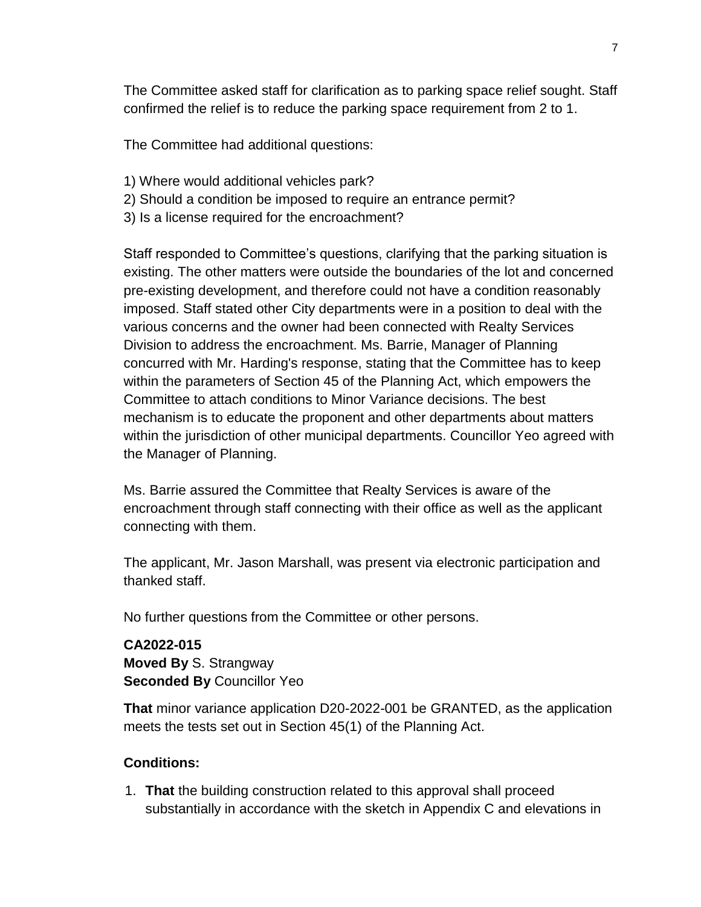The Committee asked staff for clarification as to parking space relief sought. Staff confirmed the relief is to reduce the parking space requirement from 2 to 1.

The Committee had additional questions:

1) Where would additional vehicles park?
2) Should a condition be imposed to require an entrance permit?
3) Is a license required for the encroachment?

Staff responded to Committee's questions, clarifying that the parking situation is existing. The other matters were outside the boundaries of the lot and concerned pre-existing development, and therefore could not have a condition reasonably imposed. Staff stated other City departments were in a position to deal with the various concerns and the owner had been connected with Realty Services Division to address the encroachment. Ms. Barrie, Manager of Planning concurred with Mr. Harding's response, stating that the Committee has to keep within the parameters of Section 45 of the Planning Act, which empowers the Committee to attach conditions to Minor Variance decisions. The best mechanism is to educate the proponent and other departments about matters within the jurisdiction of other municipal departments. Councillor Yeo agreed with the Manager of Planning.

Ms. Barrie assured the Committee that Realty Services is aware of the encroachment through staff connecting with their office as well as the applicant connecting with them.

The applicant, Mr. Jason Marshall, was present via electronic participation and thanked staff.

No further questions from the Committee or other persons.

**CA2022-015**
**Moved By** S. Strangway
**Seconded By** Councillor Yeo

**That** minor variance application D20-2022-001 be GRANTED, as the application meets the tests set out in Section 45(1) of the Planning Act.

**Conditions:**

1. **That** the building construction related to this approval shall proceed substantially in accordance with the sketch in Appendix C and elevations in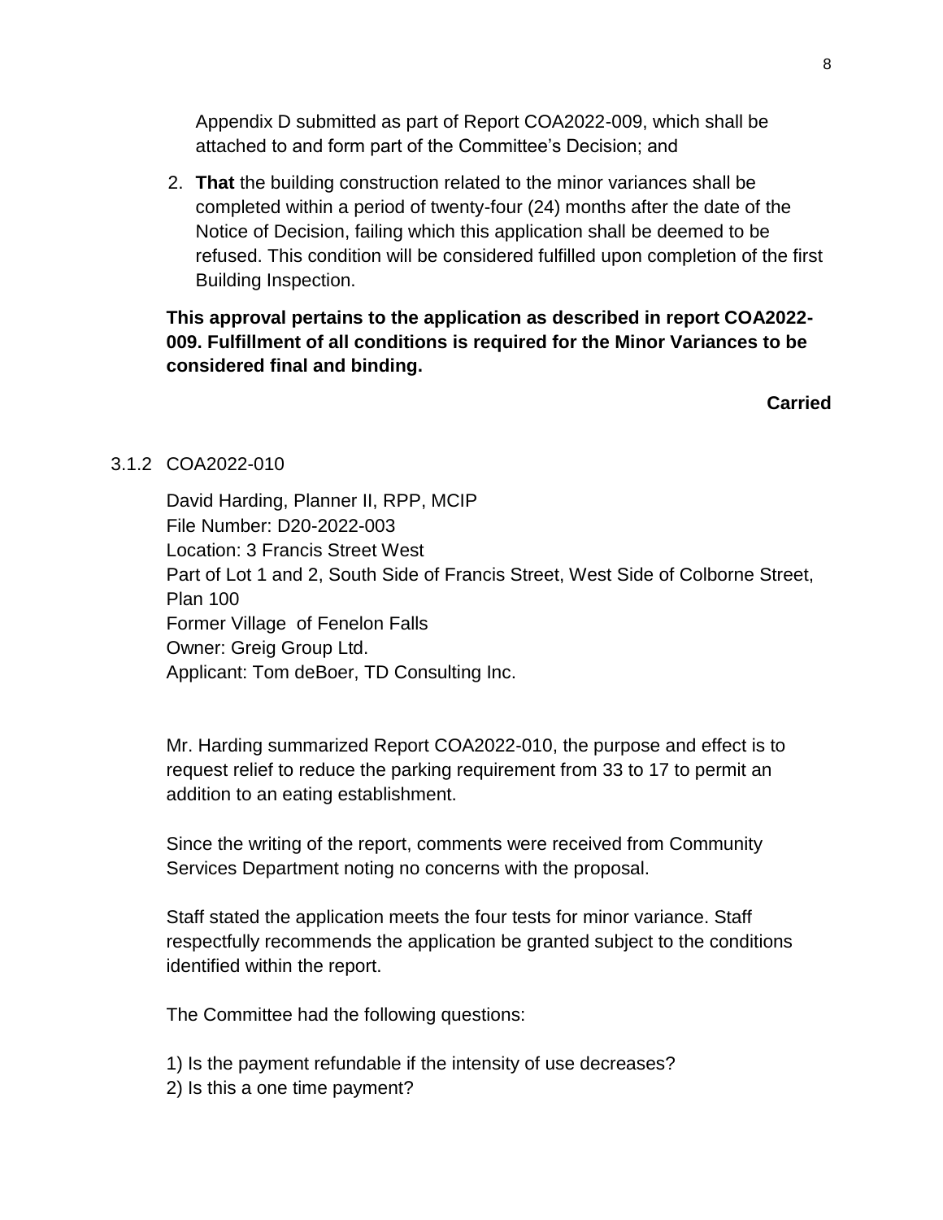Appendix D submitted as part of Report COA2022-009, which shall be attached to and form part of the Committee's Decision; and

2. **That** the building construction related to the minor variances shall be completed within a period of twenty-four (24) months after the date of the Notice of Decision, failing which this application shall be deemed to be refused. This condition will be considered fulfilled upon completion of the first Building Inspection.

**This approval pertains to the application as described in report COA2022-009. Fulfillment of all conditions is required for the Minor Variances to be considered final and binding.**

**Carried**

3.1.2 COA2022-010

David Harding, Planner II, RPP, MCIP
File Number: D20-2022-003
Location: 3 Francis Street West
Part of Lot 1 and 2, South Side of Francis Street, West Side of Colborne Street, Plan 100
Former Village of Fenelon Falls
Owner: Greig Group Ltd.
Applicant: Tom deBoer, TD Consulting Inc.

Mr. Harding summarized Report COA2022-010, the purpose and effect is to request relief to reduce the parking requirement from 33 to 17 to permit an addition to an eating establishment.

Since the writing of the report, comments were received from Community Services Department noting no concerns with the proposal.

Staff stated the application meets the four tests for minor variance. Staff respectfully recommends the application be granted subject to the conditions identified within the report.

The Committee had the following questions:

1) Is the payment refundable if the intensity of use decreases?
2) Is this a one time payment?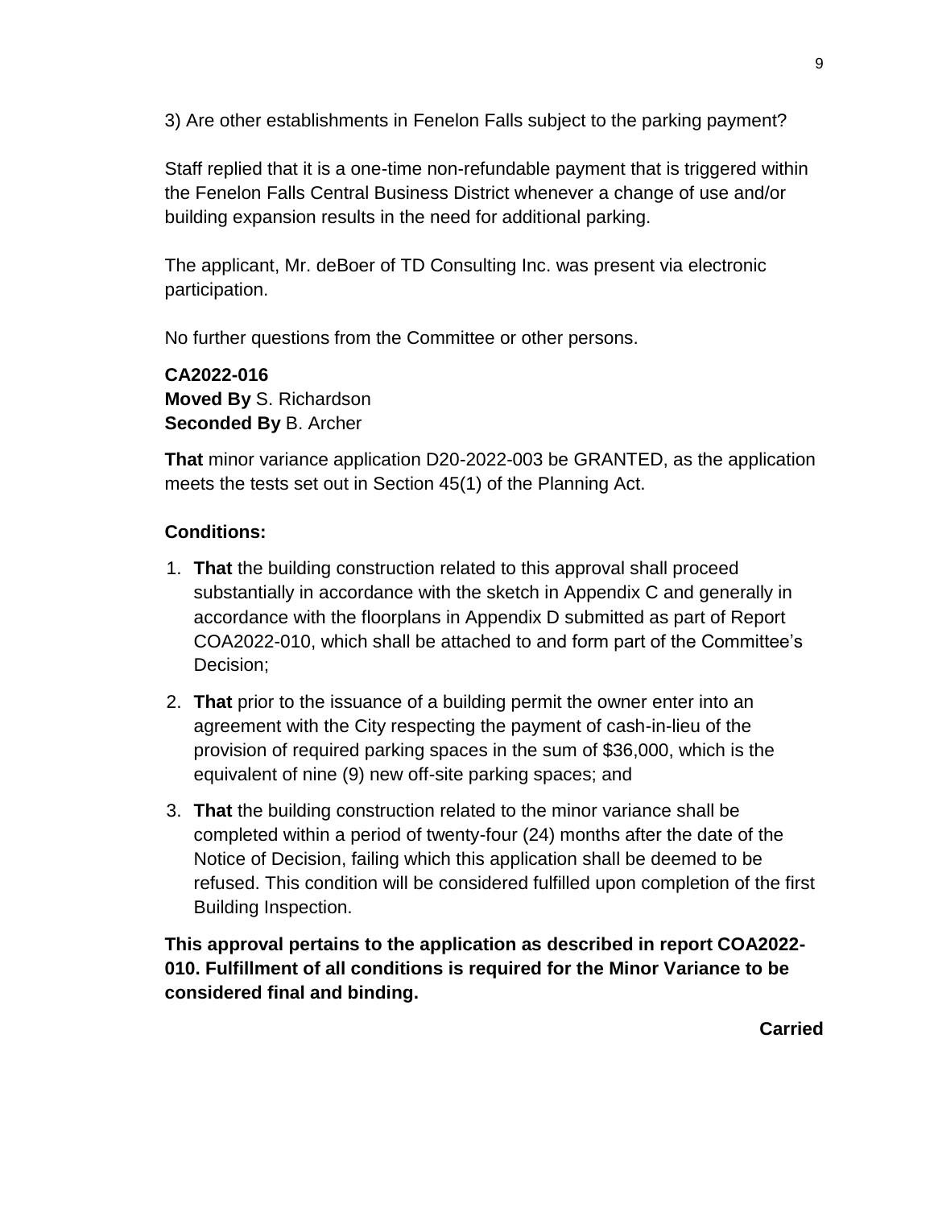3) Are other establishments in Fenelon Falls subject to the parking payment?

Staff replied that it is a one-time non-refundable payment that is triggered within the Fenelon Falls Central Business District whenever a change of use and/or building expansion results in the need for additional parking.

The applicant, Mr. deBoer of TD Consulting Inc. was present via electronic participation.

No further questions from the Committee or other persons.

**CA2022-016**
**Moved By** S. Richardson
**Seconded By** B. Archer

**That** minor variance application D20-2022-003 be GRANTED, as the application meets the tests set out in Section 45(1) of the Planning Act.

**Conditions:**

1. **That** the building construction related to this approval shall proceed substantially in accordance with the sketch in Appendix C and generally in accordance with the floorplans in Appendix D submitted as part of Report COA2022-010, which shall be attached to and form part of the Committee's Decision;
2. **That** prior to the issuance of a building permit the owner enter into an agreement with the City respecting the payment of cash-in-lieu of the provision of required parking spaces in the sum of $36,000, which is the equivalent of nine (9) new off-site parking spaces; and
3. **That** the building construction related to the minor variance shall be completed within a period of twenty-four (24) months after the date of the Notice of Decision, failing which this application shall be deemed to be refused. This condition will be considered fulfilled upon completion of the first Building Inspection.

**This approval pertains to the application as described in report COA2022-010. Fulfillment of all conditions is required for the Minor Variance to be considered final and binding.**

**Carried**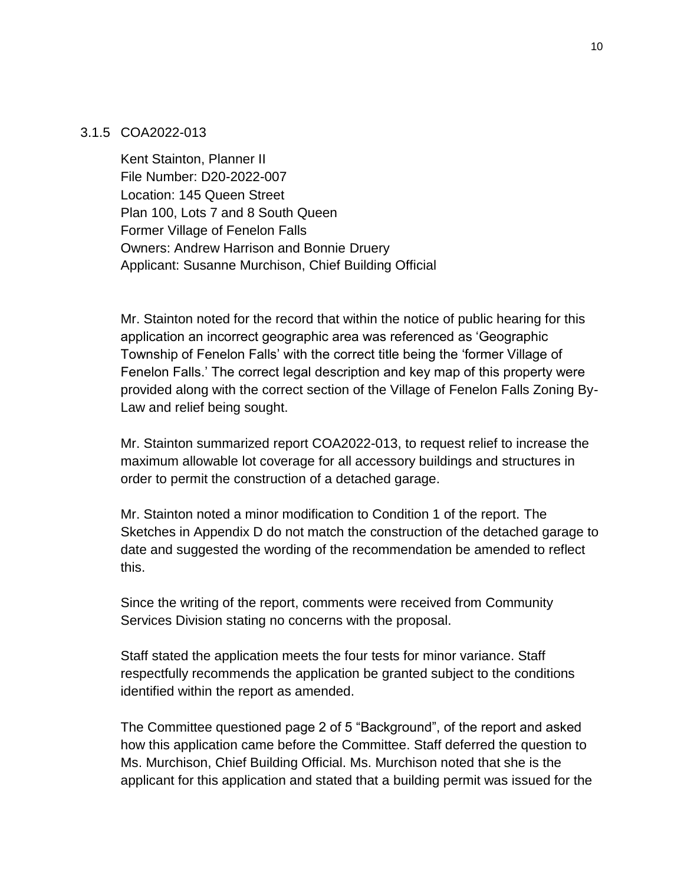### 3.1.5 COA2022-013

Kent Stainton, Planner II
File Number: D20-2022-007
Location: 145 Queen Street
Plan 100, Lots 7 and 8 South Queen
Former Village of Fenelon Falls
Owners: Andrew Harrison and Bonnie Druery
Applicant: Susanne Murchison, Chief Building Official

Mr. Stainton noted for the record that within the notice of public hearing for this application an incorrect geographic area was referenced as 'Geographic Township of Fenelon Falls' with the correct title being the 'former Village of Fenelon Falls.' The correct legal description and key map of this property were provided along with the correct section of the Village of Fenelon Falls Zoning By-Law and relief being sought.

Mr. Stainton summarized report COA2022-013, to request relief to increase the maximum allowable lot coverage for all accessory buildings and structures in order to permit the construction of a detached garage.

Mr. Stainton noted a minor modification to Condition 1 of the report. The Sketches in Appendix D do not match the construction of the detached garage to date and suggested the wording of the recommendation be amended to reflect this.

Since the writing of the report, comments were received from Community Services Division stating no concerns with the proposal.

Staff stated the application meets the four tests for minor variance. Staff respectfully recommends the application be granted subject to the conditions identified within the report as amended.

The Committee questioned page 2 of 5 "Background", of the report and asked how this application came before the Committee. Staff deferred the question to Ms. Murchison, Chief Building Official. Ms. Murchison noted that she is the applicant for this application and stated that a building permit was issued for the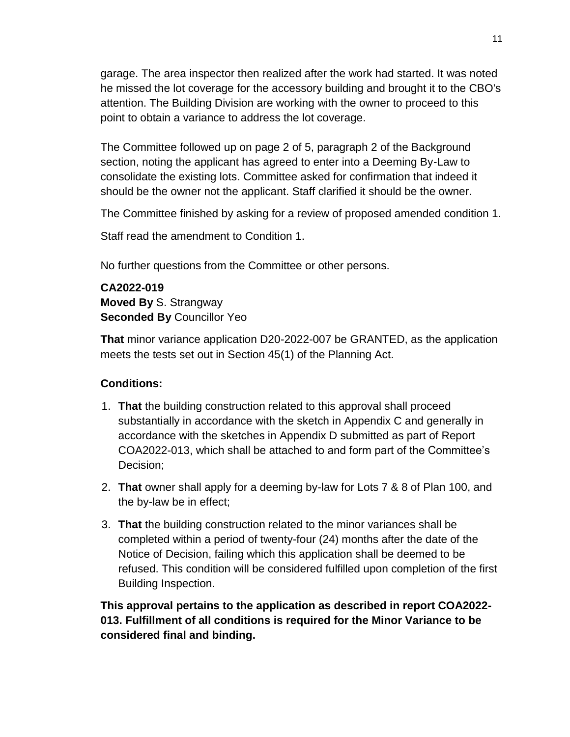garage. The area inspector then realized after the work had started. It was noted he missed the lot coverage for the accessory building and brought it to the CBO's attention. The Building Division are working with the owner to proceed to this point to obtain a variance to address the lot coverage.

The Committee followed up on page 2 of 5, paragraph 2 of the Background section, noting the applicant has agreed to enter into a Deeming By-Law to consolidate the existing lots. Committee asked for confirmation that indeed it should be the owner not the applicant. Staff clarified it should be the owner.

The Committee finished by asking for a review of proposed amended condition 1.

Staff read the amendment to Condition 1.

No further questions from the Committee or other persons.

**CA2022-019**
**Moved By** S. Strangway
**Seconded By** Councillor Yeo

**That** minor variance application D20-2022-007 be GRANTED, as the application meets the tests set out in Section 45(1) of the Planning Act.

**Conditions:**

1. **That** the building construction related to this approval shall proceed substantially in accordance with the sketch in Appendix C and generally in accordance with the sketches in Appendix D submitted as part of Report COA2022-013, which shall be attached to and form part of the Committee's Decision;
2. **That** owner shall apply for a deeming by-law for Lots 7 & 8 of Plan 100, and the by-law be in effect;
3. **That** the building construction related to the minor variances shall be completed within a period of twenty-four (24) months after the date of the Notice of Decision, failing which this application shall be deemed to be refused. This condition will be considered fulfilled upon completion of the first Building Inspection.

**This approval pertains to the application as described in report COA2022-013. Fulfillment of all conditions is required for the Minor Variance to be considered final and binding.**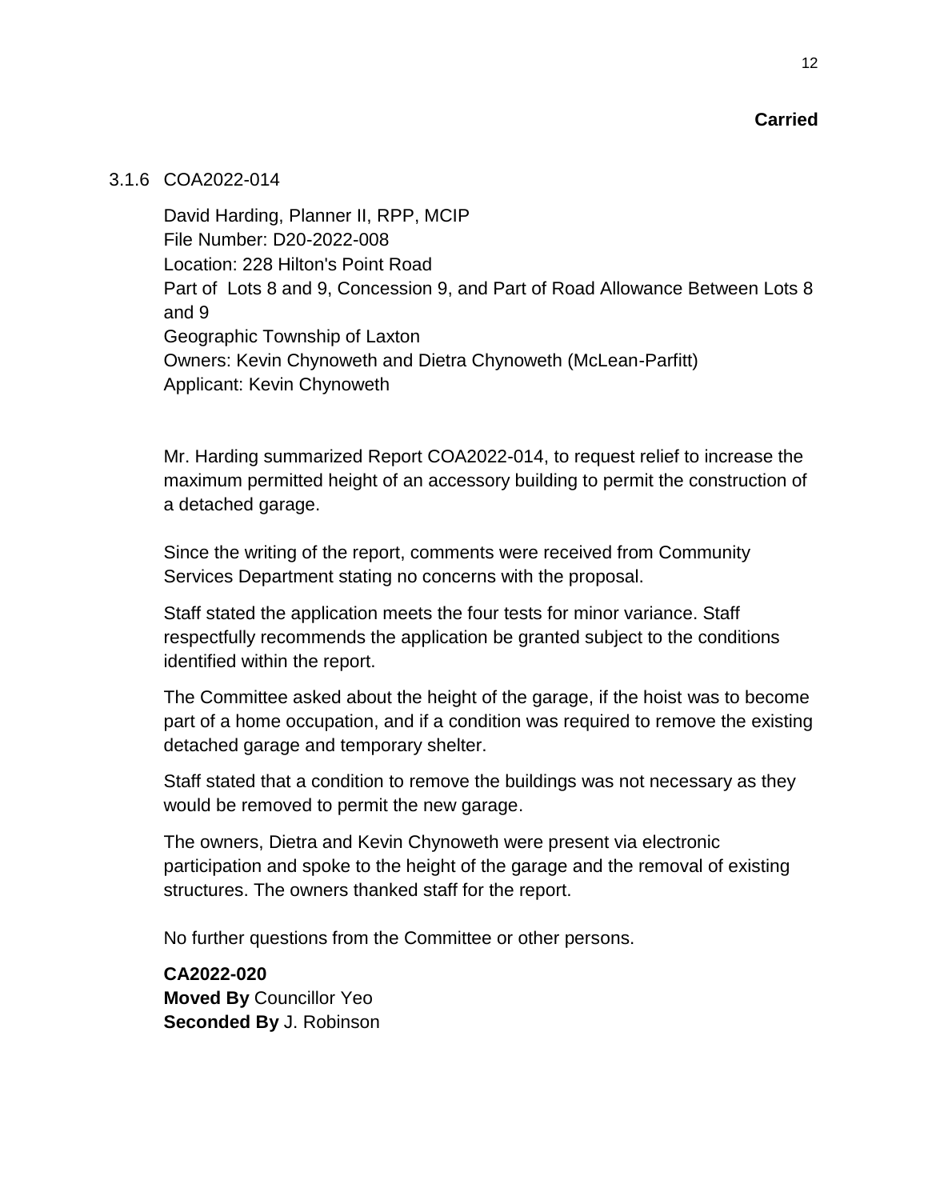**Carried**

3.1.6 COA2022-014

David Harding, Planner II, RPP, MCIP
File Number: D20-2022-008
Location: 228 Hilton's Point Road
Part of Lots 8 and 9, Concession 9, and Part of Road Allowance Between Lots 8 and 9
Geographic Township of Laxton
Owners: Kevin Chynoweth and Dietra Chynoweth (McLean-Parfitt)
Applicant: Kevin Chynoweth

Mr. Harding summarized Report COA2022-014, to request relief to increase the maximum permitted height of an accessory building to permit the construction of a detached garage.

Since the writing of the report, comments were received from Community Services Department stating no concerns with the proposal.

Staff stated the application meets the four tests for minor variance. Staff respectfully recommends the application be granted subject to the conditions identified within the report.

The Committee asked about the height of the garage, if the hoist was to become part of a home occupation, and if a condition was required to remove the existing detached garage and temporary shelter.

Staff stated that a condition to remove the buildings was not necessary as they would be removed to permit the new garage.

The owners, Dietra and Kevin Chynoweth were present via electronic participation and spoke to the height of the garage and the removal of existing structures. The owners thanked staff for the report.

No further questions from the Committee or other persons.

**CA2022-020**
**Moved By** Councillor Yeo
**Seconded By** J. Robinson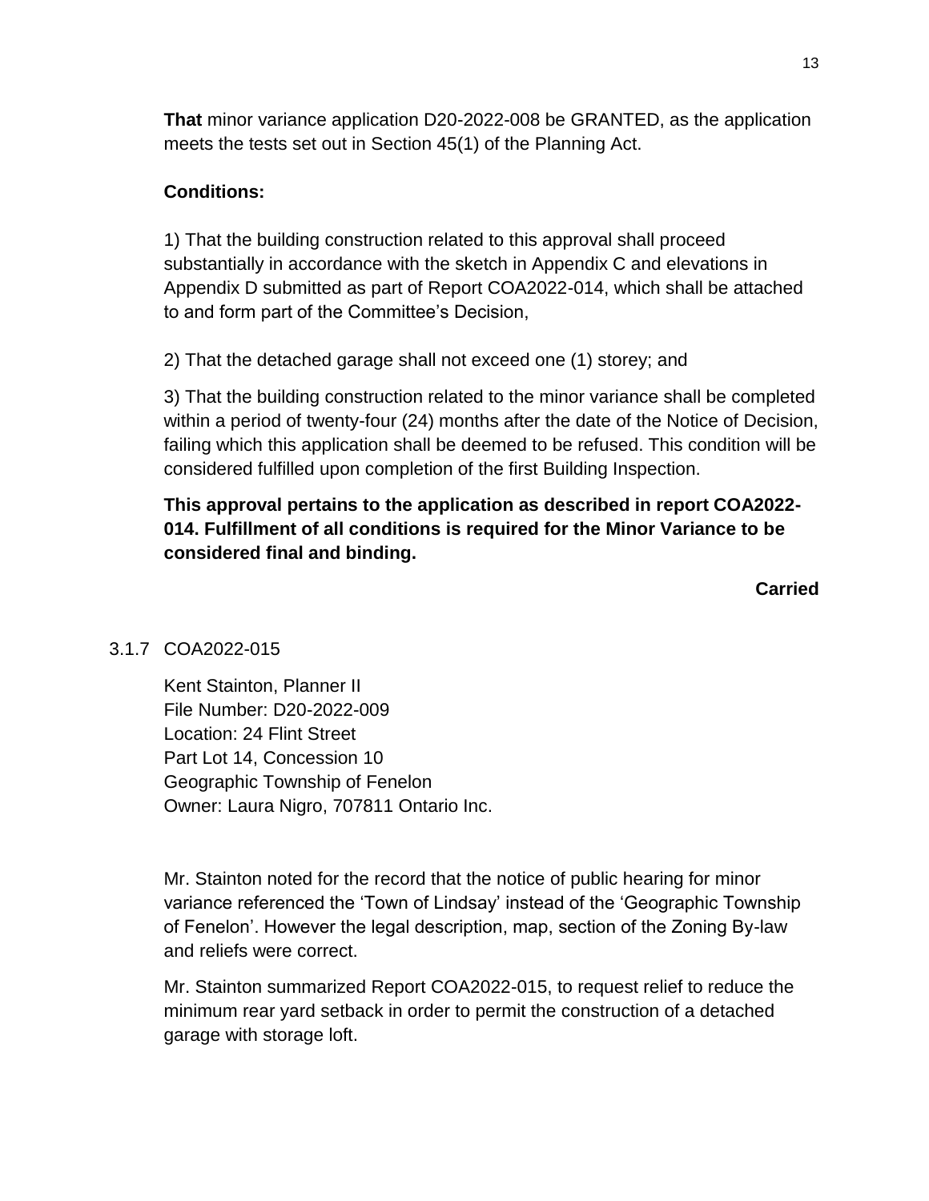**That** minor variance application D20-2022-008 be GRANTED, as the application meets the tests set out in Section 45(1) of the Planning Act.

**Conditions:**

1) That the building construction related to this approval shall proceed substantially in accordance with the sketch in Appendix C and elevations in Appendix D submitted as part of Report COA2022-014, which shall be attached to and form part of the Committee's Decision,

2) That the detached garage shall not exceed one (1) storey; and

3) That the building construction related to the minor variance shall be completed within a period of twenty-four (24) months after the date of the Notice of Decision, failing which this application shall be deemed to be refused. This condition will be considered fulfilled upon completion of the first Building Inspection.

**This approval pertains to the application as described in report COA2022-014. Fulfillment of all conditions is required for the Minor Variance to be considered final and binding.**

**Carried**

3.1.7 COA2022-015

Kent Stainton, Planner II
File Number: D20-2022-009
Location: 24 Flint Street
Part Lot 14, Concession 10
Geographic Township of Fenelon
Owner: Laura Nigro, 707811 Ontario Inc.

Mr. Stainton noted for the record that the notice of public hearing for minor variance referenced the 'Town of Lindsay' instead of the 'Geographic Township of Fenelon'. However the legal description, map, section of the Zoning By-law and reliefs were correct.

Mr. Stainton summarized Report COA2022-015, to request relief to reduce the minimum rear yard setback in order to permit the construction of a detached garage with storage loft.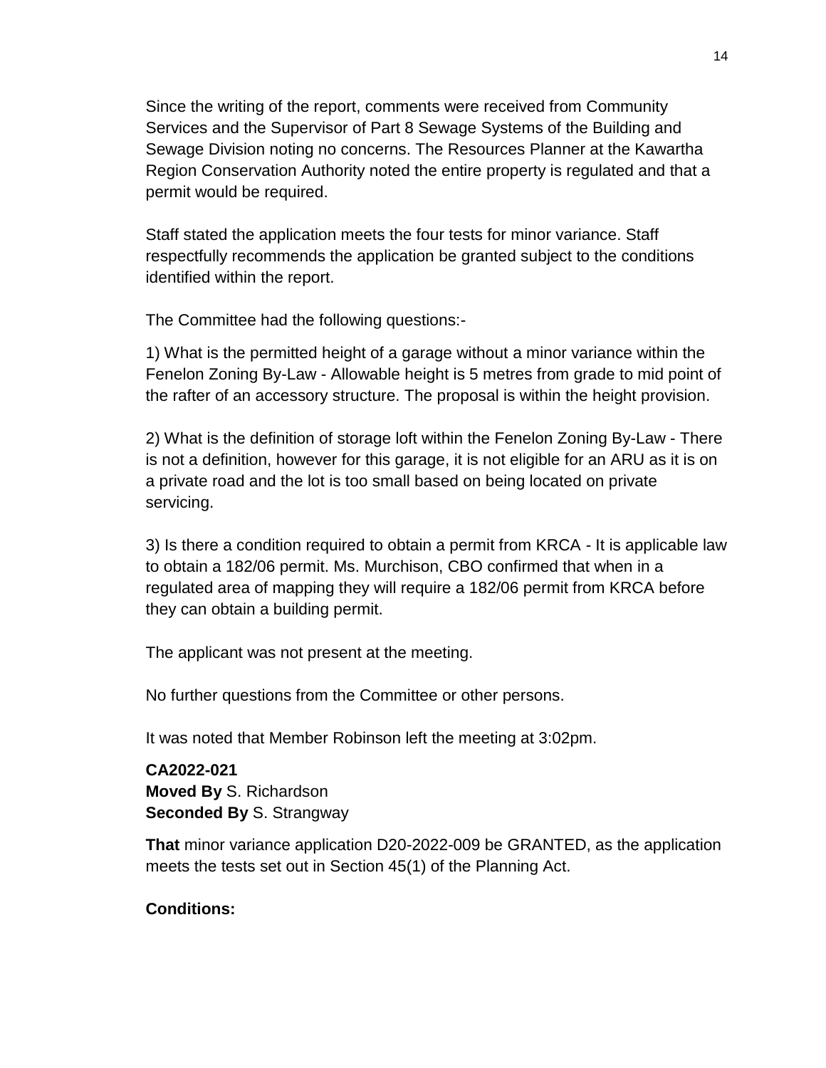Since the writing of the report, comments were received from Community Services and the Supervisor of Part 8 Sewage Systems of the Building and Sewage Division noting no concerns. The Resources Planner at the Kawartha Region Conservation Authority noted the entire property is regulated and that a permit would be required.

Staff stated the application meets the four tests for minor variance. Staff respectfully recommends the application be granted subject to the conditions identified within the report.

The Committee had the following questions:-

1) What is the permitted height of a garage without a minor variance within the Fenelon Zoning By-Law - Allowable height is 5 metres from grade to mid point of the rafter of an accessory structure. The proposal is within the height provision.

2) What is the definition of storage loft within the Fenelon Zoning By-Law - There is not a definition, however for this garage, it is not eligible for an ARU as it is on a private road and the lot is too small based on being located on private servicing.

3) Is there a condition required to obtain a permit from KRCA - It is applicable law to obtain a 182/06 permit. Ms. Murchison, CBO confirmed that when in a regulated area of mapping they will require a 182/06 permit from KRCA before they can obtain a building permit.

The applicant was not present at the meeting.

No further questions from the Committee or other persons.

It was noted that Member Robinson left the meeting at 3:02pm.

**CA2022-021**
**Moved By** S. Richardson
**Seconded By** S. Strangway

**That** minor variance application D20-2022-009 be GRANTED, as the application meets the tests set out in Section 45(1) of the Planning Act.

**Conditions:**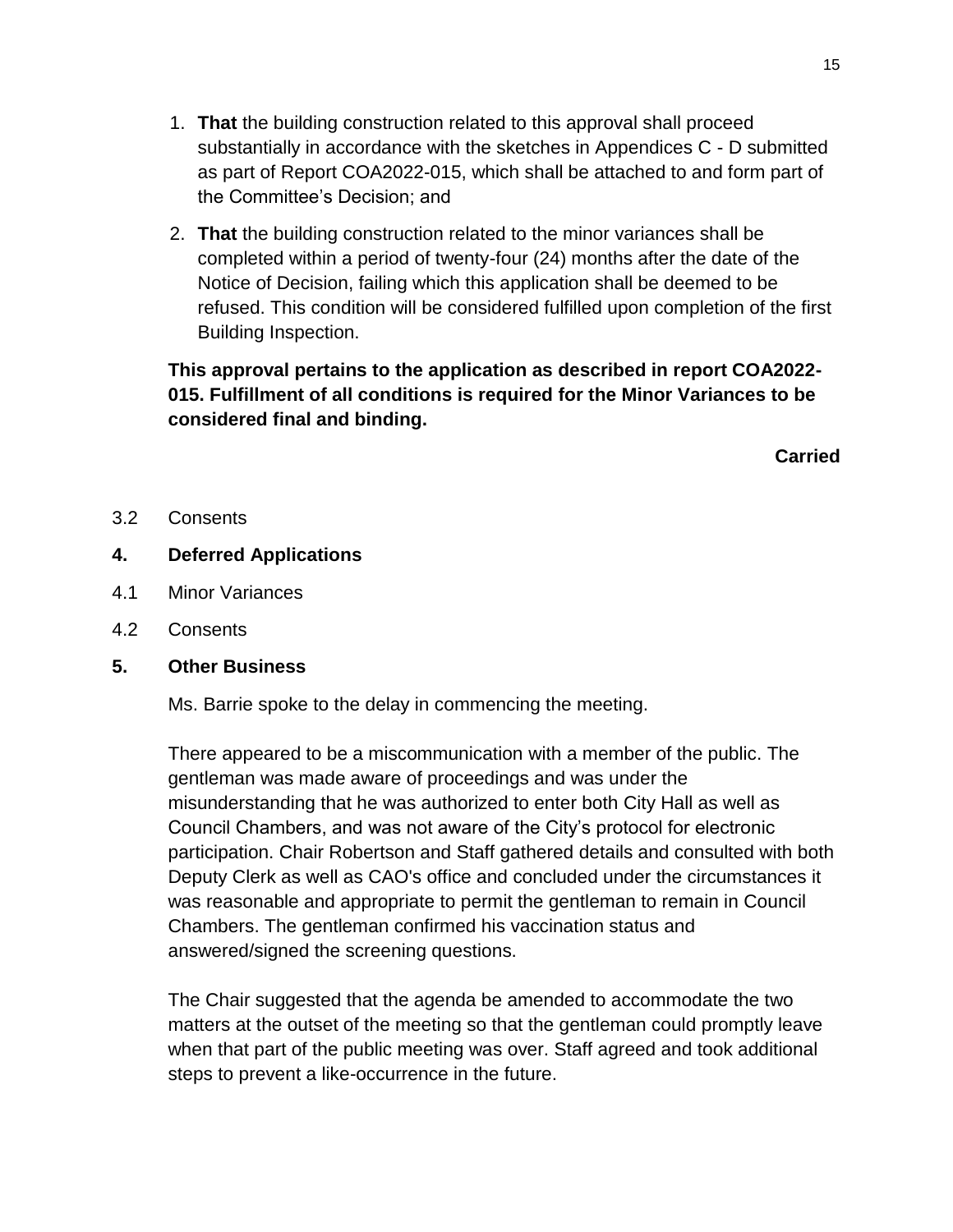1. **That** the building construction related to this approval shall proceed substantially in accordance with the sketches in Appendices C - D submitted as part of Report COA2022-015, which shall be attached to and form part of the Committee's Decision; and

2. **That** the building construction related to the minor variances shall be completed within a period of twenty-four (24) months after the date of the Notice of Decision, failing which this application shall be deemed to be refused. This condition will be considered fulfilled upon completion of the first Building Inspection.

**This approval pertains to the application as described in report COA2022-015. Fulfillment of all conditions is required for the Minor Variances to be considered final and binding.**

**Carried**

3.2 Consents

## 4. Deferred Applications

4.1 Minor Variances

4.2 Consents

## 5. Other Business

Ms. Barrie spoke to the delay in commencing the meeting.

There appeared to be a miscommunication with a member of the public. The gentleman was made aware of proceedings and was under the misunderstanding that he was authorized to enter both City Hall as well as Council Chambers, and was not aware of the City's protocol for electronic participation. Chair Robertson and Staff gathered details and consulted with both Deputy Clerk as well as CAO's office and concluded under the circumstances it was reasonable and appropriate to permit the gentleman to remain in Council Chambers. The gentleman confirmed his vaccination status and answered/signed the screening questions.

The Chair suggested that the agenda be amended to accommodate the two matters at the outset of the meeting so that the gentleman could promptly leave when that part of the public meeting was over. Staff agreed and took additional steps to prevent a like-occurrence in the future.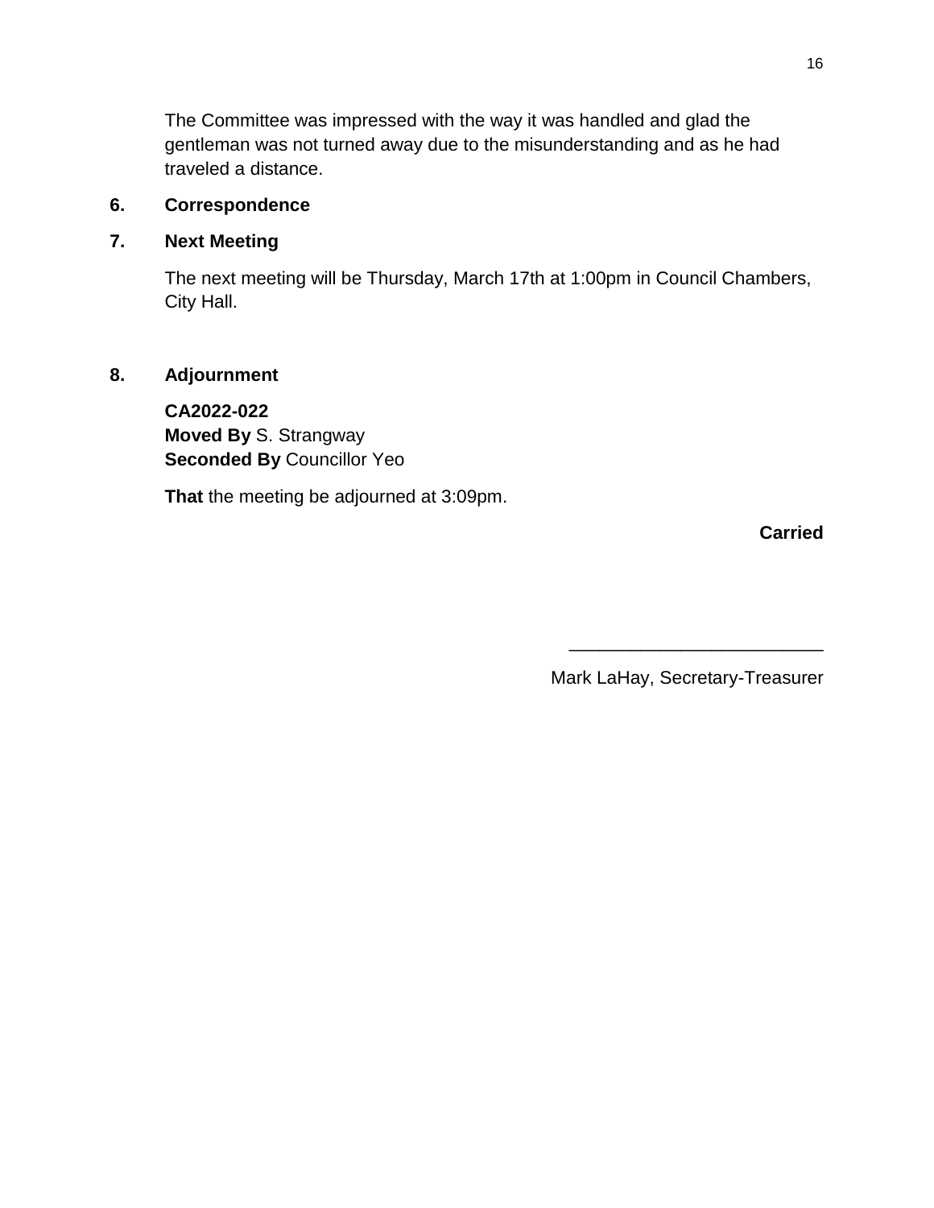The Committee was impressed with the way it was handled and glad the gentleman was not turned away due to the misunderstanding and as he had traveled a distance.

## 6. Correspondence

## 7. Next Meeting

The next meeting will be Thursday, March 17th at 1:00pm in Council Chambers, City Hall.

## 8. Adjournment

**CA2022-022**
**Moved By** S. Strangway
**Seconded By** Councillor Yeo

**That** the meeting be adjourned at 3:09pm.

**Carried**

_________________________

Mark LaHay, Secretary-Treasurer